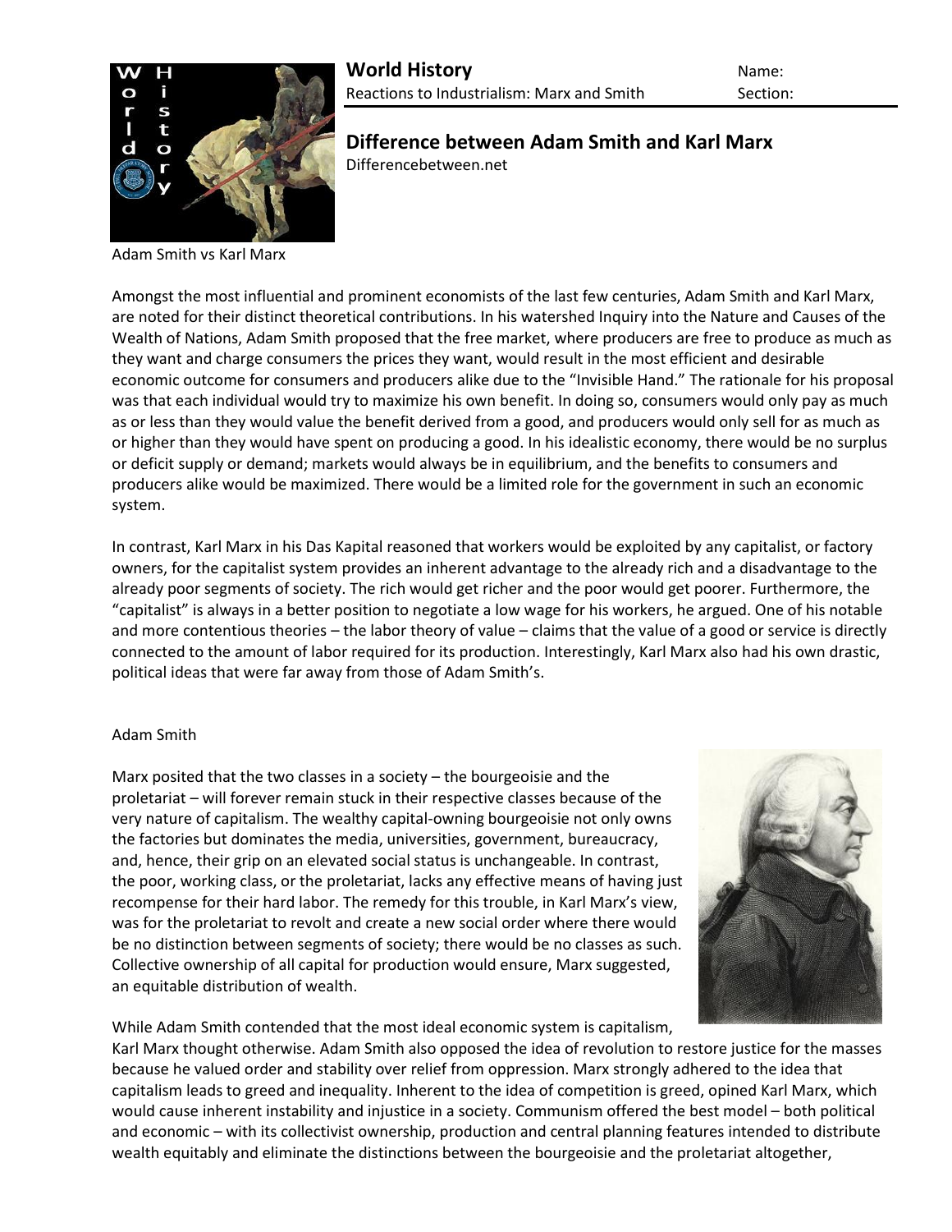**World History**
Reactions to Industrialism: Marx and Smith

Name:
Section:

## Difference between Adam Smith and Karl Marx

Differencebetween.net

Adam Smith vs Karl Marx

Amongst the most influential and prominent economists of the last few centuries, Adam Smith and Karl Marx, are noted for their distinct theoretical contributions. In his watershed Inquiry into the Nature and Causes of the Wealth of Nations, Adam Smith proposed that the free market, where producers are free to produce as much as they want and charge consumers the prices they want, would result in the most efficient and desirable economic outcome for consumers and producers alike due to the "Invisible Hand." The rationale for his proposal was that each individual would try to maximize his own benefit. In doing so, consumers would only pay as much as or less than they would value the benefit derived from a good, and producers would only sell for as much as or higher than they would have spent on producing a good. In his idealistic economy, there would be no surplus or deficit supply or demand; markets would always be in equilibrium, and the benefits to consumers and producers alike would be maximized. There would be a limited role for the government in such an economic system.

In contrast, Karl Marx in his Das Kapital reasoned that workers would be exploited by any capitalist, or factory owners, for the capitalist system provides an inherent advantage to the already rich and a disadvantage to the already poor segments of society. The rich would get richer and the poor would get poorer. Furthermore, the "capitalist" is always in a better position to negotiate a low wage for his workers, he argued. One of his notable and more contentious theories – the labor theory of value – claims that the value of a good or service is directly connected to the amount of labor required for its production. Interestingly, Karl Marx also had his own drastic, political ideas that were far away from those of Adam Smith's.

Adam Smith

Marx posited that the two classes in a society – the bourgeoisie and the proletariat – will forever remain stuck in their respective classes because of the very nature of capitalism. The wealthy capital-owning bourgeoisie not only owns the factories but dominates the media, universities, government, bureaucracy, and, hence, their grip on an elevated social status is unchangeable. In contrast, the poor, working class, or the proletariat, lacks any effective means of having just recompense for their hard labor. The remedy for this trouble, in Karl Marx's view, was for the proletariat to revolt and create a new social order where there would be no distinction between segments of society; there would be no classes as such. Collective ownership of all capital for production would ensure, Marx suggested, an equitable distribution of wealth.

While Adam Smith contended that the most ideal economic system is capitalism, Karl Marx thought otherwise. Adam Smith also opposed the idea of revolution to restore justice for the masses because he valued order and stability over relief from oppression. Marx strongly adhered to the idea that capitalism leads to greed and inequality. Inherent to the idea of competition is greed, opined Karl Marx, which would cause inherent instability and injustice in a society. Communism offered the best model – both political and economic – with its collectivist ownership, production and central planning features intended to distribute wealth equitably and eliminate the distinctions between the bourgeoisie and the proletariat altogether,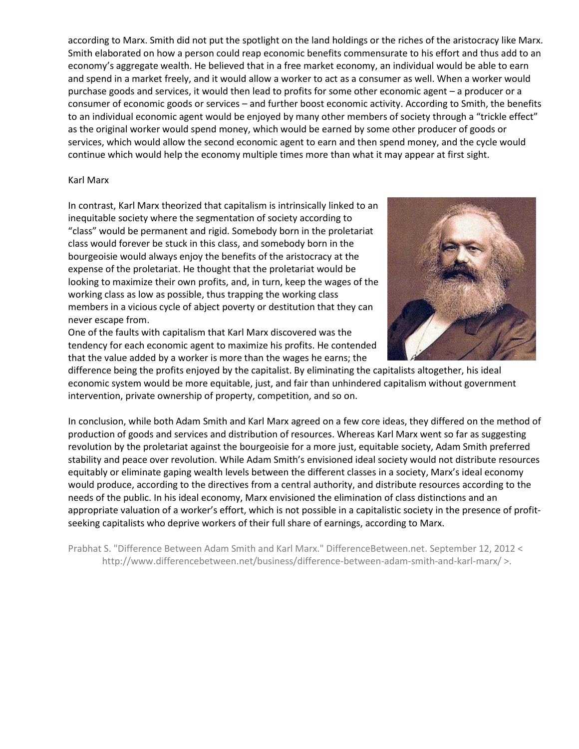according to Marx. Smith did not put the spotlight on the land holdings or the riches of the aristocracy like Marx. Smith elaborated on how a person could reap economic benefits commensurate to his effort and thus add to an economy's aggregate wealth. He believed that in a free market economy, an individual would be able to earn and spend in a market freely, and it would allow a worker to act as a consumer as well. When a worker would purchase goods and services, it would then lead to profits for some other economic agent – a producer or a consumer of economic goods or services – and further boost economic activity. According to Smith, the benefits to an individual economic agent would be enjoyed by many other members of society through a "trickle effect" as the original worker would spend money, which would be earned by some other producer of goods or services, which would allow the second economic agent to earn and then spend money, and the cycle would continue which would help the economy multiple times more than what it may appear at first sight.

## Karl Marx

In contrast, Karl Marx theorized that capitalism is intrinsically linked to an inequitable society where the segmentation of society according to "class" would be permanent and rigid. Somebody born in the proletariat class would forever be stuck in this class, and somebody born in the bourgeoisie would always enjoy the benefits of the aristocracy at the expense of the proletariat. He thought that the proletariat would be looking to maximize their own profits, and, in turn, keep the wages of the working class as low as possible, thus trapping the working class members in a vicious cycle of abject poverty or destitution that they can never escape from.

One of the faults with capitalism that Karl Marx discovered was the tendency for each economic agent to maximize his profits. He contended that the value added by a worker is more than the wages he earns; the difference being the profits enjoyed by the capitalist. By eliminating the capitalists altogether, his ideal economic system would be more equitable, just, and fair than unhindered capitalism without government intervention, private ownership of property, competition, and so on.

In conclusion, while both Adam Smith and Karl Marx agreed on a few core ideas, they differed on the method of production of goods and services and distribution of resources. Whereas Karl Marx went so far as suggesting revolution by the proletariat against the bourgeoisie for a more just, equitable society, Adam Smith preferred stability and peace over revolution. While Adam Smith's envisioned ideal society would not distribute resources equitably or eliminate gaping wealth levels between the different classes in a society, Marx's ideal economy would produce, according to the directives from a central authority, and distribute resources according to the needs of the public. In his ideal economy, Marx envisioned the elimination of class distinctions and an appropriate valuation of a worker's effort, which is not possible in a capitalistic society in the presence of profit-seeking capitalists who deprive workers of their full share of earnings, according to Marx.

Prabhat S. "Difference Between Adam Smith and Karl Marx." DifferenceBetween.net. September 12, 2012 < http://www.differencebetween.net/business/difference-between-adam-smith-and-karl-marx/ >.